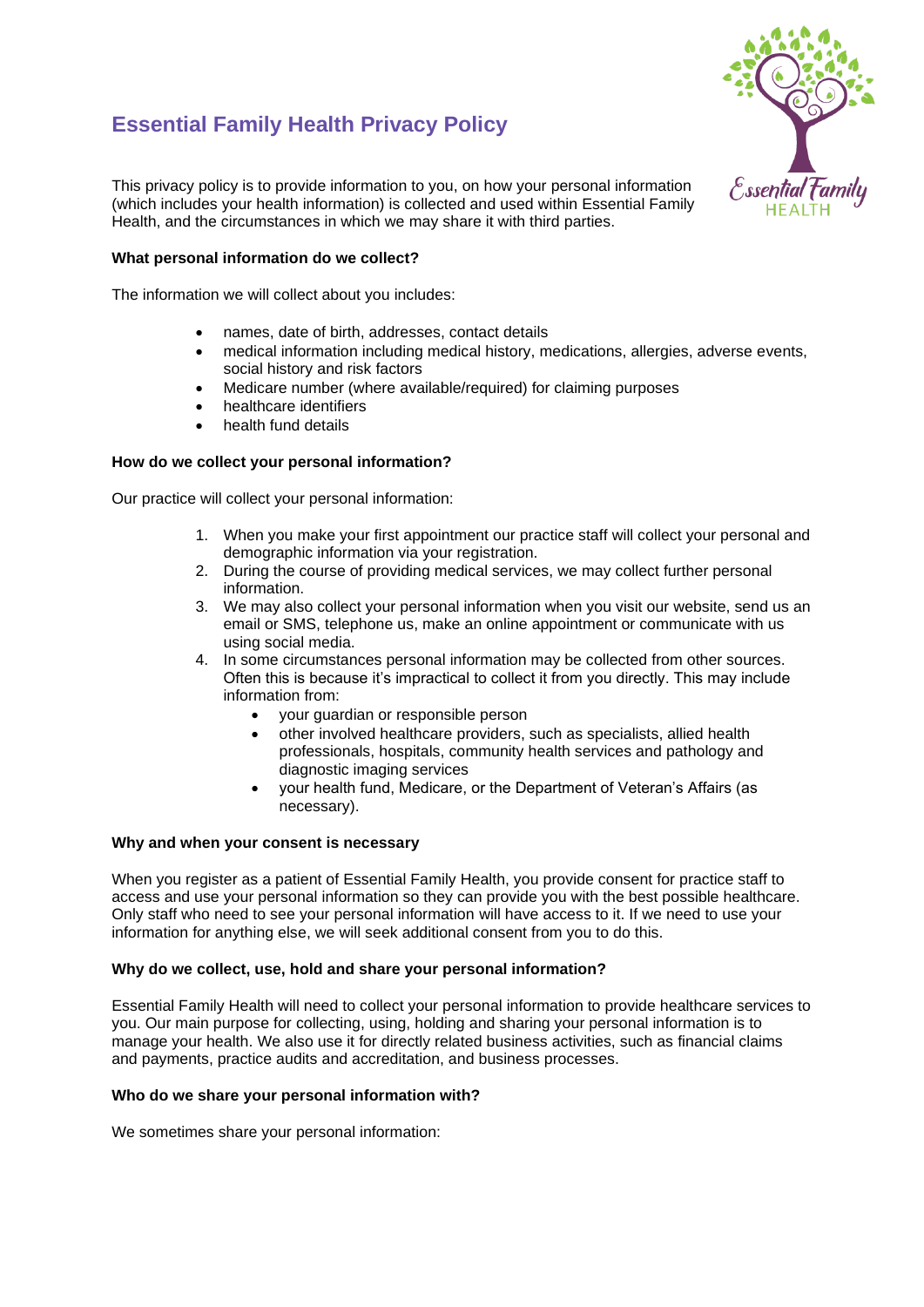# Essential Family Health Privacy Policy

This privacy policy is to provide information to you, on how your personal information (which includes your health information) is collected and used within Essential Family Health, and the circumstances in which we may share it with third parties.

**What personal information do we collect?**

The information we will collect about you includes:

- names, date of birth, addresses, contact details
- medical information including medical history, medications, allergies, adverse events, social history and risk factors
- Medicare number (where available/required) for claiming purposes
- healthcare identifiers
- health fund details

**How do we collect your personal information?**

Our practice will collect your personal information:

1. When you make your first appointment our practice staff will collect your personal and demographic information via your registration.
2. During the course of providing medical services, we may collect further personal information.
3. We may also collect your personal information when you visit our website, send us an email or SMS, telephone us, make an online appointment or communicate with us using social media.
4. In some circumstances personal information may be collected from other sources. Often this is because it's impractical to collect it from you directly. This may include information from:
   - your guardian or responsible person
   - other involved healthcare providers, such as specialists, allied health professionals, hospitals, community health services and pathology and diagnostic imaging services
   - your health fund, Medicare, or the Department of Veteran's Affairs (as necessary).

**Why and when your consent is necessary**

When you register as a patient of Essential Family Health, you provide consent for practice staff to access and use your personal information so they can provide you with the best possible healthcare. Only staff who need to see your personal information will have access to it. If we need to use your information for anything else, we will seek additional consent from you to do this.

**Why do we collect, use, hold and share your personal information?**

Essential Family Health will need to collect your personal information to provide healthcare services to you. Our main purpose for collecting, using, holding and sharing your personal information is to manage your health. We also use it for directly related business activities, such as financial claims and payments, practice audits and accreditation, and business processes.

**Who do we share your personal information with?**

We sometimes share your personal information: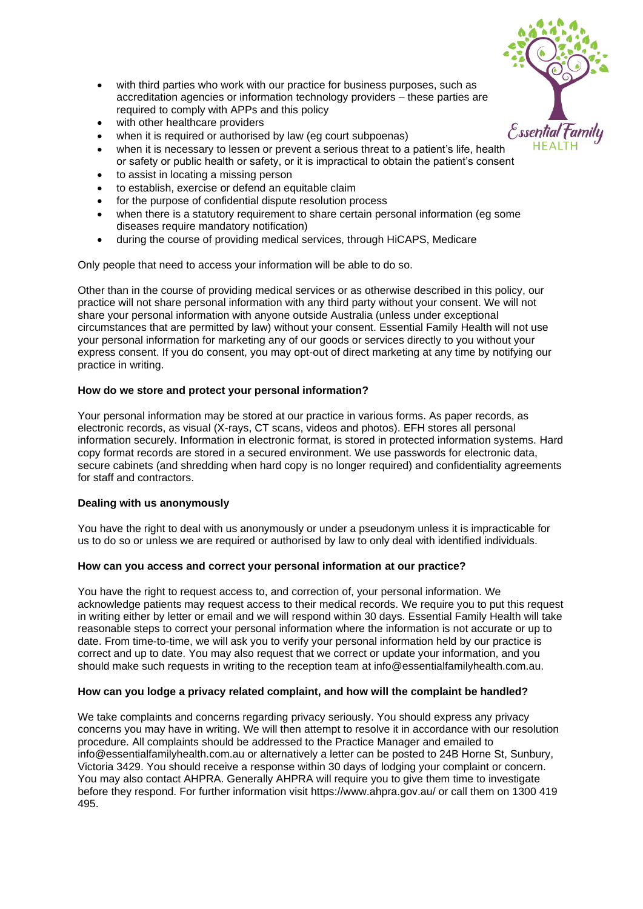- with third parties who work with our practice for business purposes, such as accreditation agencies or information technology providers – these parties are required to comply with APPs and this policy
- with other healthcare providers
- when it is required or authorised by law (eg court subpoenas)
- when it is necessary to lessen or prevent a serious threat to a patient's life, health or safety or public health or safety, or it is impractical to obtain the patient's consent
- to assist in locating a missing person
- to establish, exercise or defend an equitable claim
- for the purpose of confidential dispute resolution process
- when there is a statutory requirement to share certain personal information (eg some diseases require mandatory notification)
- during the course of providing medical services, through HiCAPS, Medicare

Only people that need to access your information will be able to do so.

Other than in the course of providing medical services or as otherwise described in this policy, our practice will not share personal information with any third party without your consent. We will not share your personal information with anyone outside Australia (unless under exceptional circumstances that are permitted by law) without your consent. Essential Family Health will not use your personal information for marketing any of our goods or services directly to you without your express consent. If you do consent, you may opt-out of direct marketing at any time by notifying our practice in writing.

**How do we store and protect your personal information?**

Your personal information may be stored at our practice in various forms. As paper records, as electronic records, as visual (X-rays, CT scans, videos and photos). EFH stores all personal information securely. Information in electronic format, is stored in protected information systems. Hard copy format records are stored in a secured environment. We use passwords for electronic data, secure cabinets (and shredding when hard copy is no longer required) and confidentiality agreements for staff and contractors.

**Dealing with us anonymously**

You have the right to deal with us anonymously or under a pseudonym unless it is impracticable for us to do so or unless we are required or authorised by law to only deal with identified individuals.

**How can you access and correct your personal information at our practice?**

You have the right to request access to, and correction of, your personal information. We acknowledge patients may request access to their medical records. We require you to put this request in writing either by letter or email and we will respond within 30 days. Essential Family Health will take reasonable steps to correct your personal information where the information is not accurate or up to date. From time-to-time, we will ask you to verify your personal information held by our practice is correct and up to date. You may also request that we correct or update your information, and you should make such requests in writing to the reception team at info@essentialfamilyhealth.com.au.

**How can you lodge a privacy related complaint, and how will the complaint be handled?**

We take complaints and concerns regarding privacy seriously. You should express any privacy concerns you may have in writing. We will then attempt to resolve it in accordance with our resolution procedure. All complaints should be addressed to the Practice Manager and emailed to info@essentialfamilyhealth.com.au or alternatively a letter can be posted to 24B Horne St, Sunbury, Victoria 3429. You should receive a response within 30 days of lodging your complaint or concern. You may also contact AHPRA. Generally AHPRA will require you to give them time to investigate before they respond. For further information visit https://www.ahpra.gov.au/ or call them on 1300 419 495.